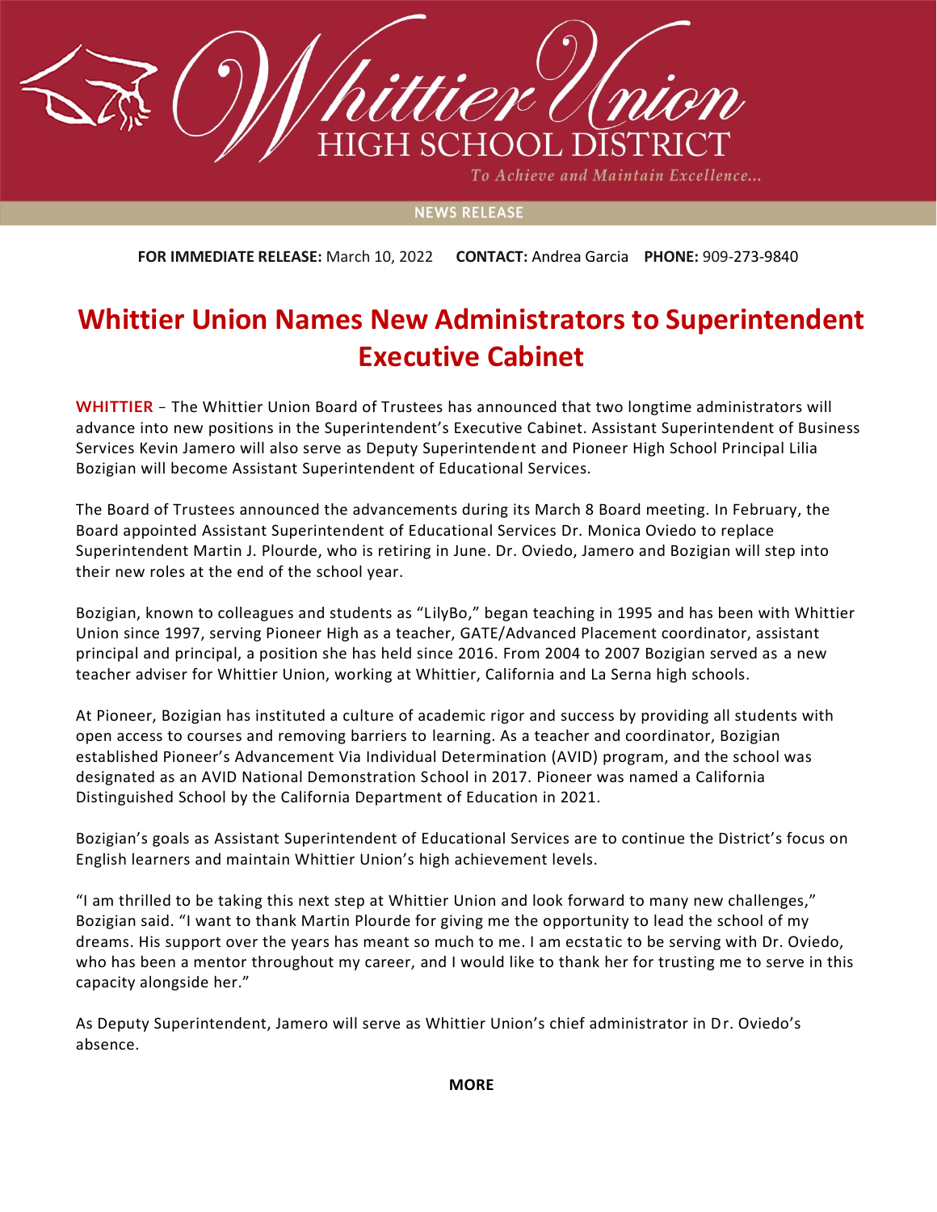Whittier Union

HIGH SCHOOL DISTRICT

*To Achieve and Maintain Excellence...*

NEWS RELEASE

**FOR IMMEDIATE RELEASE:** March 10, 2022  **CONTACT:** Andrea Garcia  **PHONE:** 909-273-9840

# Whittier Union Names New Administrators to Superintendent Executive Cabinet

**WHITTIER** – The Whittier Union Board of Trustees has announced that two longtime administrators will advance into new positions in the Superintendent's Executive Cabinet. Assistant Superintendent of Business Services Kevin Jamero will also serve as Deputy Superintendent and Pioneer High School Principal Lilia Bozigian will become Assistant Superintendent of Educational Services.

The Board of Trustees announced the advancements during its March 8 Board meeting. In February, the Board appointed Assistant Superintendent of Educational Services Dr. Monica Oviedo to replace Superintendent Martin J. Plourde, who is retiring in June. Dr. Oviedo, Jamero and Bozigian will step into their new roles at the end of the school year.

Bozigian, known to colleagues and students as "LilyBo," began teaching in 1995 and has been with Whittier Union since 1997, serving Pioneer High as a teacher, GATE/Advanced Placement coordinator, assistant principal and principal, a position she has held since 2016. From 2004 to 2007 Bozigian served as a new teacher adviser for Whittier Union, working at Whittier, California and La Serna high schools.

At Pioneer, Bozigian has instituted a culture of academic rigor and success by providing all students with open access to courses and removing barriers to learning. As a teacher and coordinator, Bozigian established Pioneer's Advancement Via Individual Determination (AVID) program, and the school was designated as an AVID National Demonstration School in 2017. Pioneer was named a California Distinguished School by the California Department of Education in 2021.

Bozigian's goals as Assistant Superintendent of Educational Services are to continue the District's focus on English learners and maintain Whittier Union's high achievement levels.

"I am thrilled to be taking this next step at Whittier Union and look forward to many new challenges," Bozigian said. "I want to thank Martin Plourde for giving me the opportunity to lead the school of my dreams. His support over the years has meant so much to me. I am ecstatic to be serving with Dr. Oviedo, who has been a mentor throughout my career, and I would like to thank her for trusting me to serve in this capacity alongside her."

As Deputy Superintendent, Jamero will serve as Whittier Union's chief administrator in Dr. Oviedo's absence.

**MORE**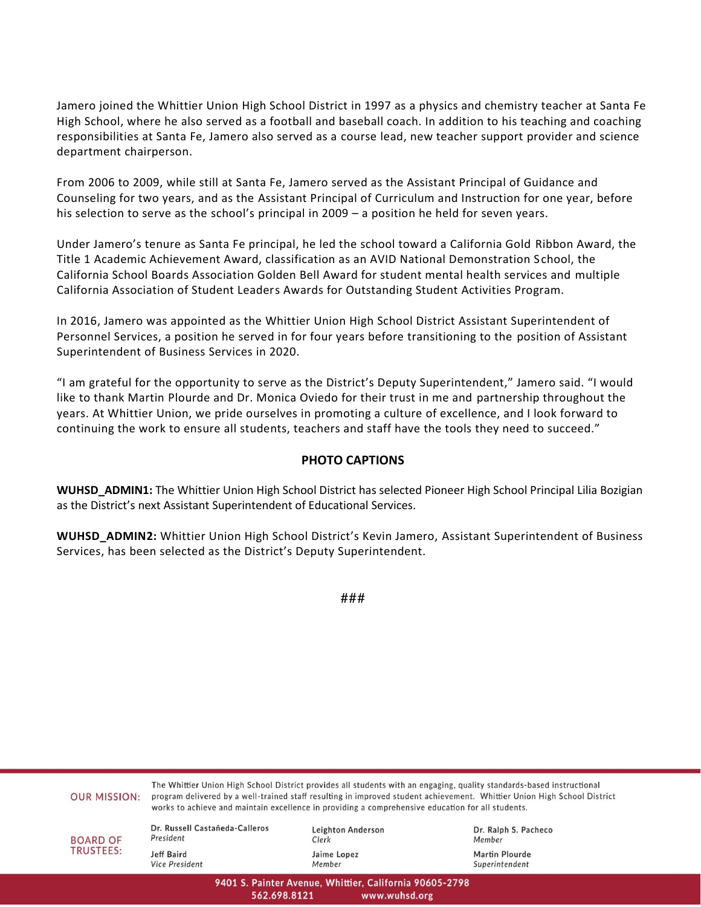Jamero joined the Whittier Union High School District in 1997 as a physics and chemistry teacher at Santa Fe High School, where he also served as a football and baseball coach. In addition to his teaching and coaching responsibilities at Santa Fe, Jamero also served as a course lead, new teacher support provider and science department chairperson.

From 2006 to 2009, while still at Santa Fe, Jamero served as the Assistant Principal of Guidance and Counseling for two years, and as the Assistant Principal of Curriculum and Instruction for one year, before his selection to serve as the school's principal in 2009 – a position he held for seven years.

Under Jamero's tenure as Santa Fe principal, he led the school toward a California Gold Ribbon Award, the Title 1 Academic Achievement Award, classification as an AVID National Demonstration School, the California School Boards Association Golden Bell Award for student mental health services and multiple California Association of Student Leaders Awards for Outstanding Student Activities Program.

In 2016, Jamero was appointed as the Whittier Union High School District Assistant Superintendent of Personnel Services, a position he served in for four years before transitioning to the position of Assistant Superintendent of Business Services in 2020.

"I am grateful for the opportunity to serve as the District's Deputy Superintendent," Jamero said. "I would like to thank Martin Plourde and Dr. Monica Oviedo for their trust in me and partnership throughout the years. At Whittier Union, we pride ourselves in promoting a culture of excellence, and I look forward to continuing the work to ensure all students, teachers and staff have the tools they need to succeed."

**PHOTO CAPTIONS**

**WUHSD_ADMIN1:** The Whittier Union High School District has selected Pioneer High School Principal Lilia Bozigian as the District's next Assistant Superintendent of Educational Services.

**WUHSD_ADMIN2:** Whittier Union High School District's Kevin Jamero, Assistant Superintendent of Business Services, has been selected as the District's Deputy Superintendent.

###

OUR MISSION: The Whittier Union High School District provides all students with an engaging, quality standards-based instructional program delivered by a well-trained staff resulting in improved student achievement. Whittier Union High School District works to achieve and maintain excellence in providing a comprehensive education for all students.

BOARD OF TRUSTEES:

| | | |
|---|---|---|
| Dr. Russell Castañeda-Calleros *President* | Leighton Anderson *Clerk* | Dr. Ralph S. Pacheco *Member* |
| Jeff Baird *Vice President* | Jaime Lopez *Member* | Martin Plourde *Superintendent* |

9401 S. Painter Avenue, Whittier, California 90605-2798
562.698.8121 www.wuhsd.org